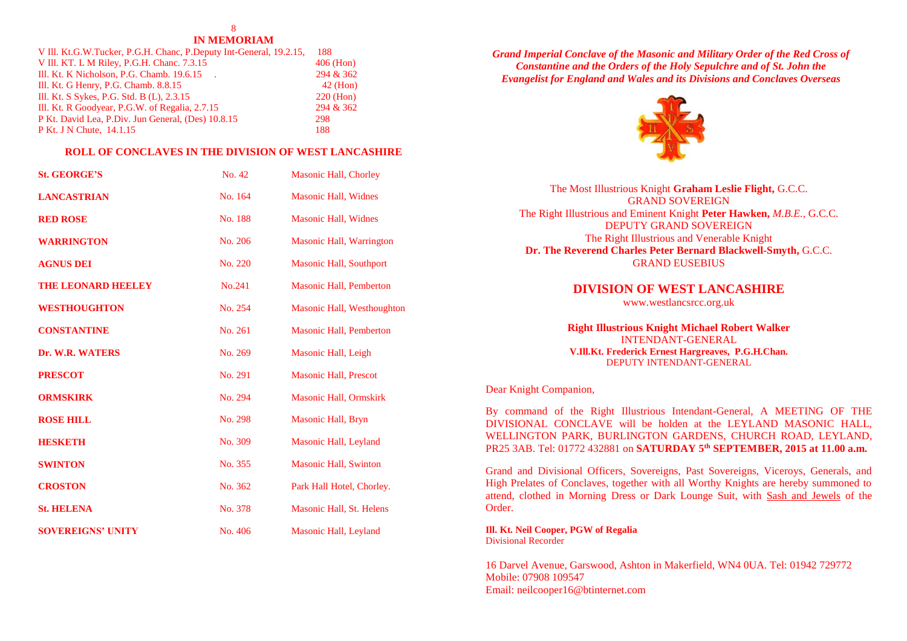## IN MEMORIAM

| | |
|---|---|
| V Ill. Kt.G.W.Tucker, P.G.H. Chanc, P.Deputy Int-General, 19.2.15, | 188 |
| V Ill. KT. L M Riley, P.G.H. Chanc. 7.3.15 | 406 (Hon) |
| Ill. Kt. K Nicholson, P.G. Chamb. 19.6.15 . | 294 & 362 |
| Ill. Kt. G Henry, P.G. Chamb. 8.8.15 | 42 (Hon) |
| Ill. Kt. S Sykes, P.G. Std. B (L), 2.3.15 | 220 (Hon) |
| Ill. Kt. R Goodyear, P.G.W. of Regalia, 2.7.15 | 294 & 362 |
| P Kt. David Lea, P.Div. Jun General, (Des) 10.8.15 | 298 |
| P Kt. J N Chute, 14.1.15 | 188 |

## ROLL OF CONCLAVES IN THE DIVISION OF WEST LANCASHIRE

| | | |
|---|---|---|
| **St. GEORGE'S** | No. 42 | Masonic Hall, Chorley |
| **LANCASTRIAN** | No. 164 | Masonic Hall, Widnes |
| **RED ROSE** | No. 188 | Masonic Hall, Widnes |
| **WARRINGTON** | No. 206 | Masonic Hall, Warrington |
| **AGNUS DEI** | No. 220 | Masonic Hall, Southport |
| **THE LEONARD HEELEY** | No.241 | Masonic Hall, Pemberton |
| **WESTHOUGHTON** | No. 254 | Masonic Hall, Westhoughton |
| **CONSTANTINE** | No. 261 | Masonic Hall, Pemberton |
| **Dr. W.R. WATERS** | No. 269 | Masonic Hall, Leigh |
| **PRESCOT** | No. 291 | Masonic Hall, Prescot |
| **ORMSKIRK** | No. 294 | Masonic Hall, Ormskirk |
| **ROSE HILL** | No. 298 | Masonic Hall, Bryn |
| **HESKETH** | No. 309 | Masonic Hall, Leyland |
| **SWINTON** | No. 355 | Masonic Hall, Swinton |
| **CROSTON** | No. 362 | Park Hall Hotel, Chorley. |
| **St. HELENA** | No. 378 | Masonic Hall, St. Helens |
| **SOVEREIGNS' UNITY** | No. 406 | Masonic Hall, Leyland |

***Grand Imperial Conclave of the Masonic and Military Order of the Red Cross of Constantine and the Orders of the Holy Sepulchre and of St. John the Evangelist for England and Wales and its Divisions and Conclaves Overseas***

The Most Illustrious Knight **Graham Leslie Flight,** G.C.C.
GRAND SOVEREIGN
The Right Illustrious and Eminent Knight **Peter Hawken,** *M.B.E.*, G.C.C.
DEPUTY GRAND SOVEREIGN
The Right Illustrious and Venerable Knight
**Dr. The Reverend Charles Peter Bernard Blackwell-Smyth,** G.C.C.
GRAND EUSEBIUS

## DIVISION OF WEST LANCASHIRE

www.westlancsrcc.org.uk

**Right Illustrious Knight Michael Robert Walker**
INTENDANT-GENERAL
**V.Ill.Kt. Frederick Ernest Hargreaves, P.G.H.Chan.**
DEPUTY INTENDANT-GENERAL

Dear Knight Companion,

By command of the Right Illustrious Intendant-General, A MEETING OF THE DIVISIONAL CONCLAVE will be holden at the LEYLAND MASONIC HALL, WELLINGTON PARK, BURLINGTON GARDENS, CHURCH ROAD, LEYLAND, PR25 3AB. Tel: 01772 432881 on **SATURDAY 5th SEPTEMBER, 2015 at 11.00 a.m.**

Grand and Divisional Officers, Sovereigns, Past Sovereigns, Viceroys, Generals, and High Prelates of Conclaves, together with all Worthy Knights are hereby summoned to attend, clothed in Morning Dress or Dark Lounge Suit, with Sash and Jewels of the Order.

**Ill. Kt. Neil Cooper, PGW of Regalia**
Divisional Recorder

16 Darvel Avenue, Garswood, Ashton in Makerfield, WN4 0UA. Tel: 01942 729772
Mobile: 07908 109547
Email: neilcooper16@btinternet.com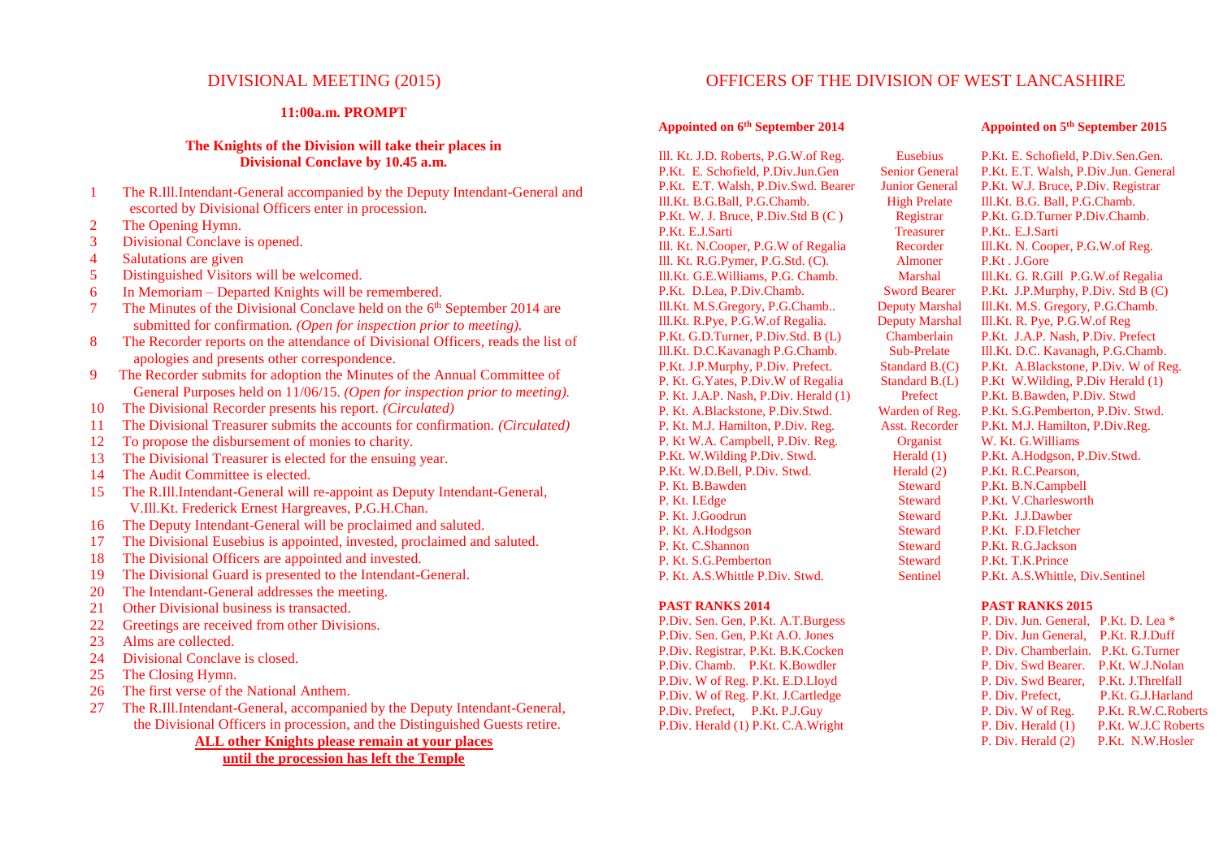## DIVISIONAL MEETING (2015)

**11:00a.m. PROMPT**

**The Knights of the Division will take their places in Divisional Conclave by 10.45 a.m.**

1. The R.Ill.Intendant-General accompanied by the Deputy Intendant-General and escorted by Divisional Officers enter in procession.
2. The Opening Hymn.
3. Divisional Conclave is opened.
4. Salutations are given
5. Distinguished Visitors will be welcomed.
6. In Memoriam – Departed Knights will be remembered.
7. The Minutes of the Divisional Conclave held on the 6th September 2014 are submitted for confirmation. *(Open for inspection prior to meeting).*
8. The Recorder reports on the attendance of Divisional Officers, reads the list of apologies and presents other correspondence.
9. The Recorder submits for adoption the Minutes of the Annual Committee of General Purposes held on 11/06/15. *(Open for inspection prior to meeting).*
10. The Divisional Recorder presents his report. *(Circulated)*
11. The Divisional Treasurer submits the accounts for confirmation. *(Circulated)*
12. To propose the disbursement of monies to charity.
13. The Divisional Treasurer is elected for the ensuing year.
14. The Audit Committee is elected.
15. The R.Ill.Intendant-General will re-appoint as Deputy Intendant-General, V.Ill.Kt. Frederick Ernest Hargreaves, P.G.H.Chan.
16. The Deputy Intendant-General will be proclaimed and saluted.
17. The Divisional Eusebius is appointed, invested, proclaimed and saluted.
18. The Divisional Officers are appointed and invested.
19. The Divisional Guard is presented to the Intendant-General.
20. The Intendant-General addresses the meeting.
21. Other Divisional business is transacted.
22. Greetings are received from other Divisions.
23. Alms are collected.
24. Divisional Conclave is closed.
25. The Closing Hymn.
26. The first verse of the National Anthem.
27. The R.Ill.Intendant-General, accompanied by the Deputy Intendant-General, the Divisional Officers in procession, and the Distinguished Guests retire.

**ALL other Knights please remain at your places until the procession has left the Temple**

## OFFICERS OF THE DIVISION OF WEST LANCASHIRE

| Appointed on 6th September 2014 | | Appointed on 5th September 2015 |
|---|---|---|
| Ill. Kt. J.D. Roberts, P.G.W.of Reg. | Eusebius | P.Kt. E. Schofield, P.Div.Sen.Gen. |
| P.Kt. E. Schofield, P.Div.Jun.Gen | Senior General | P.Kt. E.T. Walsh, P.Div.Jun. General |
| P.Kt. E.T. Walsh, P.Div.Swd. Bearer | Junior General | P.Kt. W.J. Bruce, P.Div. Registrar |
| Ill.Kt. B.G.Ball, P.G.Chamb. | High Prelate | Ill.Kt. B.G. Ball, P.G.Chamb. |
| P.Kt. W. J. Bruce, P.Div.Std B (C ) | Registrar | P.Kt. G.D.Turner P.Div.Chamb. |
| P.Kt. E.J.Sarti | Treasurer | P.Kt.. E.J.Sarti |
| Ill. Kt. N.Cooper, P.G.W of Regalia | Recorder | Ill.Kt. N. Cooper, P.G.W.of Reg. |
| Ill. Kt. R.G.Pymer, P.G.Std. (C). | Almoner | P.Kt . J.Gore |
| Ill.Kt. G.E.Williams, P.G. Chamb. | Marshal | Ill.Kt. G. R.Gill P.G.W.of Regalia |
| P.Kt. D.Lea, P.Div.Chamb. | Sword Bearer | P.Kt. J.P.Murphy, P.Div. Std B (C) |
| Ill.Kt. M.S.Gregory, P.G.Chamb.. | Deputy Marshal | Ill.Kt. M.S. Gregory, P.G.Chamb. |
| Ill.Kt. R.Pye, P.G.W.of Regalia. | Deputy Marshal | Ill.Kt. R. Pye, P.G.W.of Reg |
| P.Kt. G.D.Turner, P.Div.Std. B (L) | Chamberlain | P.Kt. J.A.P. Nash, P.Div. Prefect |
| Ill.Kt. D.C.Kavanagh P.G.Chamb. | Sub-Prelate | Ill.Kt. D.C. Kavanagh, P.G.Chamb. |
| P.Kt. J.P.Murphy, P.Div. Prefect. | Standard B.(C) | P.Kt. A.Blackstone, P.Div. W of Reg. |
| P. Kt. G.Yates, P.Div.W of Regalia | Standard B.(L) | P.Kt W.Wilding, P.Div Herald (1) |
| P. Kt. J.A.P. Nash, P.Div. Herald (1) | Prefect | P.Kt. B.Bawden, P.Div. Stwd |
| P. Kt. A.Blackstone, P.Div.Stwd. | Warden of Reg. | P.Kt. S.G.Pemberton, P.Div. Stwd. |
| P. Kt. M.J. Hamilton, P.Div. Reg. | Asst. Recorder | P.Kt. M.J. Hamilton, P.Div.Reg. |
| P. Kt W.A. Campbell, P.Div. Reg. | Organist | W. Kt. G.Williams |
| P.Kt. W.Wilding P.Div. Stwd. | Herald (1) | P.Kt. A.Hodgson, P.Div.Stwd. |
| P.Kt. W.D.Bell, P.Div. Stwd. | Herald (2) | P.Kt. R.C.Pearson, |
| P. Kt. B.Bawden | Steward | P.Kt. B.N.Campbell |
| P. Kt. I.Edge | Steward | P.Kt. V.Charlesworth |
| P. Kt. J.Goodrun | Steward | P.Kt. J.J.Dawber |
| P. Kt. A.Hodgson | Steward | P.Kt. F.D.Fletcher |
| P. Kt. C.Shannon | Steward | P.Kt. R.G.Jackson |
| P. Kt. S.G.Pemberton | Steward | P.Kt. T.K.Prince |
| P. Kt. A.S.Whittle P.Div. Stwd. | Sentinel | P.Kt. A.S.Whittle, Div.Sentinel |

**PAST RANKS 2014**

P.Div. Sen. Gen, P.Kt. A.T.Burgess
P.Div. Sen. Gen, P.Kt A.O. Jones
P.Div. Registrar, P.Kt. B.K.Cocken
P.Div. Chamb. P.Kt. K.Bowdler
P.Div. W of Reg. P.Kt. E.D.Lloyd
P.Div. W of Reg. P.Kt. J.Cartledge
P.Div. Prefect, P.Kt. P.J.Guy
P.Div. Herald (1) P.Kt. C.A.Wright

**PAST RANKS 2015**

P. Div. Jun. General, P.Kt. D. Lea *
P. Div. Jun General, P.Kt. R.J.Duff
P. Div. Chamberlain. P.Kt. G.Turner
P. Div. Swd Bearer. P.Kt. W.J.Nolan
P. Div. Swd Bearer, P.Kt. J.Threlfall
P. Div. Prefect, P.Kt. G.J.Harland
P. Div. W of Reg. P.Kt. R.W.C.Roberts
P. Div. Herald (1) P.Kt. W.J.C Roberts
P. Div. Herald (2) P.Kt. N.W.Hosler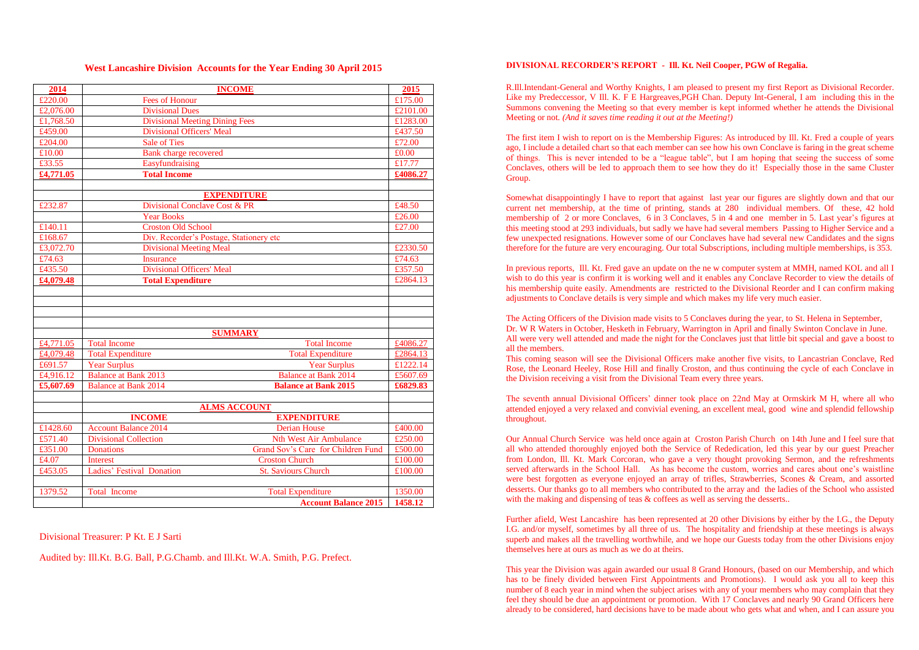## West Lancashire Division Accounts for the Year Ending 30 April 2015

| 2014 | INCOME | | 2015 |
|---|---|---|---|
| £220.00 | Fees of Honour | | £175.00 |
| £2,076.00 | Divisional Dues | | £2101.00 |
| £1,768.50 | Divisional Meeting Dining Fees | | £1283.00 |
| £459.00 | Divisional Officers' Meal | | £437.50 |
| £204.00 | Sale of Ties | | £72.00 |
| £10.00 | Bank charge recovered | | £0.00 |
| £33.55 | Easyfundraising | | £17.77 |
| **£4,771.05** | **Total Income** | | **£4086.27** |
| | | | |
| | **EXPENDITURE** | | |
| £232.87 | Divisional Conclave Cost & PR | | £48.50 |
| | Year Books | | £26.00 |
| £140.11 | Croston Old School | | £27.00 |
| £168.67 | Div. Recorder's Postage, Stationery etc | | |
| £3,072.70 | Divisional Meeting Meal | | £2330.50 |
| £74.63 | Insurance | | £74.63 |
| £435.50 | Divisional Officers' Meal | | £357.50 |
| **£4,079.48** | **Total Expenditure** | | £2864.13 |
| | | | |
| | **SUMMARY** | | |
| £4,771.05 | Total Income | Total Income | £4086.27 |
| £4,079.48 | Total Expenditure | Total Expenditure | £2864.13 |
| £691.57 | Year Surplus | Year Surplus | £1222.14 |
| £4,916.12 | Balance at Bank 2013 | Balance at Bank 2014 | £5607.69 |
| **£5,607.69** | Balance at Bank 2014 | **Balance at Bank 2015** | **£6829.83** |
| | | | |
| | **ALMS ACCOUNT** | | |
| | **INCOME** | **EXPENDITURE** | |
| £1428.60 | Account Balance 2014 | Derian House | £400.00 |
| £571.40 | Divisional Collection | Nth West Air Ambulance | £250.00 |
| £351.00 | Donations | Grand Sov's Care for Children Fund | £500.00 |
| £4.07 | Interest | Croston Church | £100.00 |
| £453.05 | Ladies' Festival Donation | St. Saviours Church | £100.00 |
| | | | |
| 1379.52 | Total Income | Total Expenditure | 1350.00 |
| | | **Account Balance 2015** | **1458.12** |

Divisional Treasurer: P Kt. E J Sarti

Audited by: Ill.Kt. B.G. Ball, P.G.Chamb. and Ill.Kt. W.A. Smith, P.G. Prefect.

## DIVISIONAL RECORDER'S REPORT - Ill. Kt. Neil Cooper, PGW of Regalia.

R.Ill.Intendant-General and Worthy Knights, I am pleased to present my first Report as Divisional Recorder. Like my Predecessor, V Ill. K. F E Hargreaves,PGH Chan. Deputy Int-General, I am including this in the Summons convening the Meeting so that every member is kept informed whether he attends the Divisional Meeting or not. *(And it saves time reading it out at the Meeting!)*

The first item I wish to report on is the Membership Figures: As introduced by Ill. Kt. Fred a couple of years ago, I include a detailed chart so that each member can see how his own Conclave is faring in the great scheme of things. This is never intended to be a "league table", but I am hoping that seeing the success of some Conclaves, others will be led to approach them to see how they do it! Especially those in the same Cluster Group.

Somewhat disappointingly I have to report that against last year our figures are slightly down and that our current net membership, at the time of printing, stands at 280 individual members. Of these, 42 hold membership of 2 or more Conclaves, 6 in 3 Conclaves, 5 in 4 and one member in 5. Last year's figures at this meeting stood at 293 individuals, but sadly we have had several members Passing to Higher Service and a few unexpected resignations. However some of our Conclaves have had several new Candidates and the signs therefore for the future are very encouraging. Our total Subscriptions, including multiple memberships, is 353.

In previous reports, Ill. Kt. Fred gave an update on the ne w computer system at MMH, named KOL and all I wish to do this year is confirm it is working well and it enables any Conclave Recorder to view the details of his membership quite easily. Amendments are restricted to the Divisional Reorder and I can confirm making adjustments to Conclave details is very simple and which makes my life very much easier.

The Acting Officers of the Division made visits to 5 Conclaves during the year, to St. Helena in September, Dr. W R Waters in October, Hesketh in February, Warrington in April and finally Swinton Conclave in June. All were very well attended and made the night for the Conclaves just that little bit special and gave a boost to all the members.

This coming season will see the Divisional Officers make another five visits, to Lancastrian Conclave, Red Rose, the Leonard Heeley, Rose Hill and finally Croston, and thus continuing the cycle of each Conclave in the Division receiving a visit from the Divisional Team every three years.

The seventh annual Divisional Officers' dinner took place on 22nd May at Ormskirk M H, where all who attended enjoyed a very relaxed and convivial evening, an excellent meal, good wine and splendid fellowship throughout.

Our Annual Church Service was held once again at Croston Parish Church on 14th June and I feel sure that all who attended thoroughly enjoyed both the Service of Rededication, led this year by our guest Preacher from London, Ill. Kt. Mark Corcoran, who gave a very thought provoking Sermon, and the refreshments served afterwards in the School Hall. As has become the custom, worries and cares about one's waistline were best forgotten as everyone enjoyed an array of trifles, Strawberries, Scones & Cream, and assorted desserts. Our thanks go to all members who contributed to the array and the ladies of the School who assisted with the making and dispensing of teas & coffees as well as serving the desserts..

Further afield, West Lancashire has been represented at 20 other Divisions by either by the I.G., the Deputy I.G. and/or myself, sometimes by all three of us. The hospitality and friendship at these meetings is always superb and makes all the travelling worthwhile, and we hope our Guests today from the other Divisions enjoy themselves here at ours as much as we do at theirs.

This year the Division was again awarded our usual 8 Grand Honours, (based on our Membership, and which has to be finely divided between First Appointments and Promotions). I would ask you all to keep this number of 8 each year in mind when the subject arises with any of your members who may complain that they feel they should be due an appointment or promotion. With 17 Conclaves and nearly 90 Grand Officers here already to be considered, hard decisions have to be made about who gets what and when, and I can assure you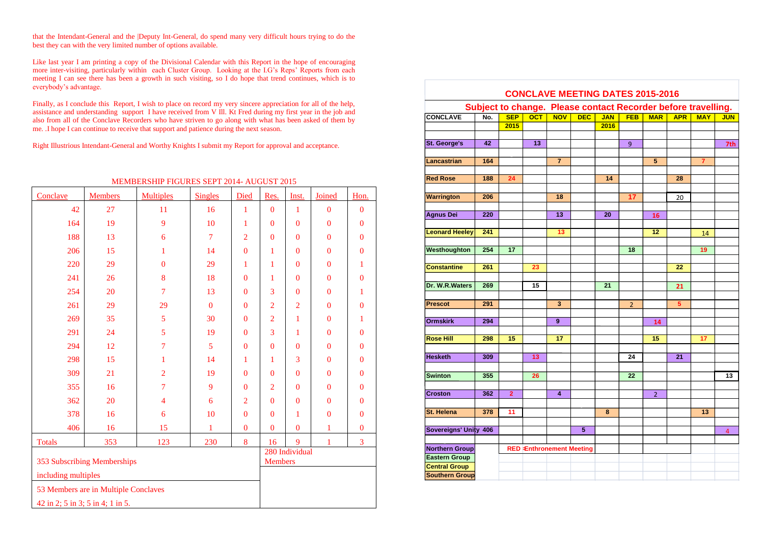that the Intendant-General and the |Deputy Int-General, do spend many very difficult hours trying to do the best they can with the very limited number of options available.

Like last year I am printing a copy of the Divisional Calendar with this Report in the hope of encouraging more inter-visiting, particularly within each Cluster Group. Looking at the I.G's Reps' Reports from each meeting I can see there has been a growth in such visiting, so I do hope that trend continues, which is to everybody's advantage.

Finally, as I conclude this Report, I wish to place on record my very sincere appreciation for all of the help, assistance and understanding support I have received from V Ill. Kt Fred during my first year in the job and also from all of the Conclave Recorders who have striven to go along with what has been asked of them by me. .I hope I can continue to receive that support and patience during the next season.

Right Illustrious Intendant-General and Worthy Knights I submit my Report for approval and acceptance.

MEMBERSHIP FIGURES SEPT 2014- AUGUST 2015

| Conclave | Members | Multiples | Singles | Died | Res. | Inst. | Joined | Hon. |
|---|---|---|---|---|---|---|---|---|
| 42 | 27 | 11 | 16 | 1 | 0 | 1 | 0 | 0 |
| 164 | 19 | 9 | 10 | 1 | 0 | 0 | 0 | 0 |
| 188 | 13 | 6 | 7 | 2 | 0 | 0 | 0 | 0 |
| 206 | 15 | 1 | 14 | 0 | 1 | 0 | 0 | 0 |
| 220 | 29 | 0 | 29 | 1 | 1 | 0 | 0 | 1 |
| 241 | 26 | 8 | 18 | 0 | 1 | 0 | 0 | 0 |
| 254 | 20 | 7 | 13 | 0 | 3 | 0 | 0 | 1 |
| 261 | 29 | 29 | 0 | 0 | 2 | 2 | 0 | 0 |
| 269 | 35 | 5 | 30 | 0 | 2 | 1 | 0 | 1 |
| 291 | 24 | 5 | 19 | 0 | 3 | 1 | 0 | 0 |
| 294 | 12 | 7 | 5 | 0 | 0 | 0 | 0 | 0 |
| 298 | 15 | 1 | 14 | 1 | 1 | 3 | 0 | 0 |
| 309 | 21 | 2 | 19 | 0 | 0 | 0 | 0 | 0 |
| 355 | 16 | 7 | 9 | 0 | 2 | 0 | 0 | 0 |
| 362 | 20 | 4 | 6 | 2 | 0 | 0 | 0 | 0 |
| 378 | 16 | 6 | 10 | 0 | 0 | 1 | 0 | 0 |
| 406 | 16 | 15 | 1 | 0 | 0 | 0 | 1 | 0 |
| Totals | 353 | 123 | 230 | 8 | 16 | 9 | 1 | 3 |

353 Subscribing Memberships including multiples

280 Individual Members

53 Members are in Multiple Conclaves

42 in 2; 5 in 3; 5 in 4; 1 in 5.

## CONCLAVE MEETING DATES 2015-2016

**Subject to change. Please contact Recorder before travelling.**

| CONCLAVE | No. | SEP | OCT | NOV | DEC | JAN | FEB | MAR | APR | MAY | JUN |
|---|---|---|---|---|---|---|---|---|---|---|---|
| | | 2015 | | | | 2016 | | | | | |
| St. George's | 42 | | 13 | | | | 9 | | | | 7th |
| Lancastrian | 164 | | | 7 | | | | 5 | | 7 | |
| Red Rose | 188 | 24 | | | | 14 | | | 28 | | |
| Warrington | 206 | | | 18 | | | 17 | | 20 | | |
| Agnus Dei | 220 | | | 13 | | 20 | | 16 | | | |
| Leonard Heeley | 241 | | | 13 | | | | 12 | | 14 | |
| Westhoughton | 254 | 17 | | | | | 18 | | | 19 | |
| Constantine | 261 | | 23 | | | | | | 22 | | |
| Dr. W.R.Waters | 269 | | 15 | | | 21 | | | 21 | | |
| Prescot | 291 | | | 3 | | | 2 | | 5 | | |
| Ormskirk | 294 | | | 9 | | | | 14 | | | |
| Rose Hill | 298 | 15 | | 17 | | | | 15 | | 17 | |
| Hesketh | 309 | | 13 | | | | 24 | | 21 | | |
| Swinton | 355 | | 26 | | | | 22 | | | | 13 |
| Croston | 362 | 2 | | 4 | | | | 2 | | | |
| St. Helena | 378 | 11 | | | | 8 | | | | 13 | |
| Sovereigns' Unity | 406 | | | | 5 | | | | | | 4 |

Northern Group

Eastern Group

Central Group

Southern Group

RED = Enthronement Meeting